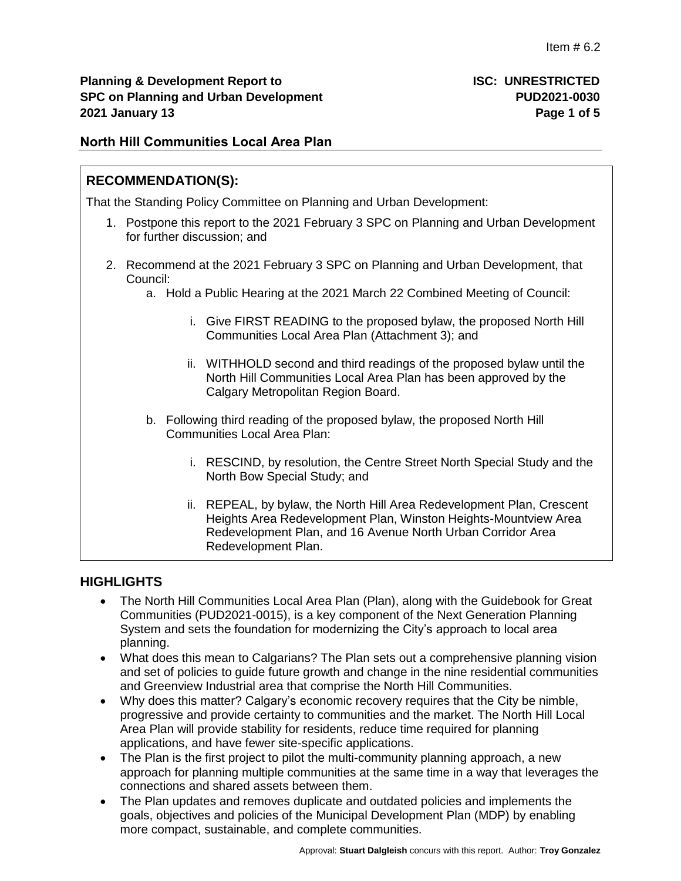Item # 6.2

**Planning & Development Report to SPC on Planning and Urban Development 2021 January 13**

**ISC: UNRESTRICTED PUD2021-0030**

## North Hill Communities Local Area Plan

### RECOMMENDATION(S):

That the Standing Policy Committee on Planning and Urban Development:

1. Postpone this report to the 2021 February 3 SPC on Planning and Urban Development for further discussion; and
2. Recommend at the 2021 February 3 SPC on Planning and Urban Development, that Council:
   a. Hold a Public Hearing at the 2021 March 22 Combined Meeting of Council:
      i. Give FIRST READING to the proposed bylaw, the proposed North Hill Communities Local Area Plan (Attachment 3); and
      ii. WITHHOLD second and third readings of the proposed bylaw until the North Hill Communities Local Area Plan has been approved by the Calgary Metropolitan Region Board.

   b. Following third reading of the proposed bylaw, the proposed North Hill Communities Local Area Plan:
      i. RESCIND, by resolution, the Centre Street North Special Study and the North Bow Special Study; and
      ii. REPEAL, by bylaw, the North Hill Area Redevelopment Plan, Crescent Heights Area Redevelopment Plan, Winston Heights-Mountview Area Redevelopment Plan, and 16 Avenue North Urban Corridor Area Redevelopment Plan.

### HIGHLIGHTS

- The North Hill Communities Local Area Plan (Plan), along with the Guidebook for Great Communities (PUD2021-0015), is a key component of the Next Generation Planning System and sets the foundation for modernizing the City's approach to local area planning.
- What does this mean to Calgarians? The Plan sets out a comprehensive planning vision and set of policies to guide future growth and change in the nine residential communities and Greenview Industrial area that comprise the North Hill Communities.
- Why does this matter? Calgary's economic recovery requires that the City be nimble, progressive and provide certainty to communities and the market. The North Hill Local Area Plan will provide stability for residents, reduce time required for planning applications, and have fewer site-specific applications.
- The Plan is the first project to pilot the multi-community planning approach, a new approach for planning multiple communities at the same time in a way that leverages the connections and shared assets between them.
- The Plan updates and removes duplicate and outdated policies and implements the goals, objectives and policies of the Municipal Development Plan (MDP) by enabling more compact, sustainable, and complete communities.

Approval: **Stuart Dalgleish** concurs with this report. Author: **Troy Gonzalez**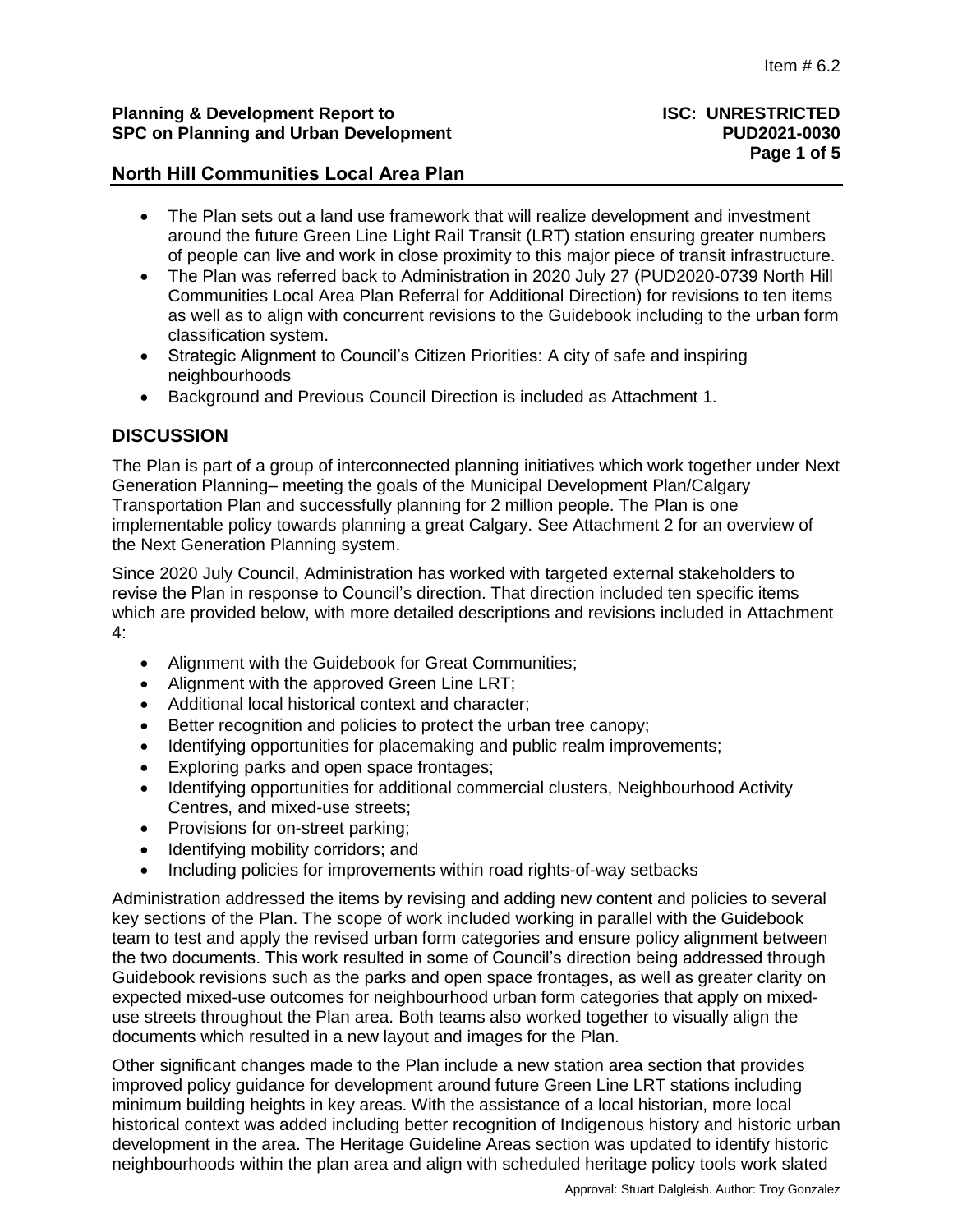- The Plan sets out a land use framework that will realize development and investment around the future Green Line Light Rail Transit (LRT) station ensuring greater numbers of people can live and work in close proximity to this major piece of transit infrastructure.
- The Plan was referred back to Administration in 2020 July 27 (PUD2020-0739 North Hill Communities Local Area Plan Referral for Additional Direction) for revisions to ten items as well as to align with concurrent revisions to the Guidebook including to the urban form classification system.
- Strategic Alignment to Council's Citizen Priorities: A city of safe and inspiring neighbourhoods
- Background and Previous Council Direction is included as Attachment 1.

## DISCUSSION

The Plan is part of a group of interconnected planning initiatives which work together under Next Generation Planning– meeting the goals of the Municipal Development Plan/Calgary Transportation Plan and successfully planning for 2 million people. The Plan is one implementable policy towards planning a great Calgary. See Attachment 2 for an overview of the Next Generation Planning system.

Since 2020 July Council, Administration has worked with targeted external stakeholders to revise the Plan in response to Council's direction. That direction included ten specific items which are provided below, with more detailed descriptions and revisions included in Attachment 4:

- Alignment with the Guidebook for Great Communities;
- Alignment with the approved Green Line LRT;
- Additional local historical context and character;
- Better recognition and policies to protect the urban tree canopy;
- Identifying opportunities for placemaking and public realm improvements;
- Exploring parks and open space frontages;
- Identifying opportunities for additional commercial clusters, Neighbourhood Activity Centres, and mixed-use streets;
- Provisions for on-street parking;
- Identifying mobility corridors; and
- Including policies for improvements within road rights-of-way setbacks

Administration addressed the items by revising and adding new content and policies to several key sections of the Plan. The scope of work included working in parallel with the Guidebook team to test and apply the revised urban form categories and ensure policy alignment between the two documents. This work resulted in some of Council's direction being addressed through Guidebook revisions such as the parks and open space frontages, as well as greater clarity on expected mixed-use outcomes for neighbourhood urban form categories that apply on mixed-use streets throughout the Plan area. Both teams also worked together to visually align the documents which resulted in a new layout and images for the Plan.

Other significant changes made to the Plan include a new station area section that provides improved policy guidance for development around future Green Line LRT stations including minimum building heights in key areas. With the assistance of a local historian, more local historical context was added including better recognition of Indigenous history and historic urban development in the area. The Heritage Guideline Areas section was updated to identify historic neighbourhoods within the plan area and align with scheduled heritage policy tools work slated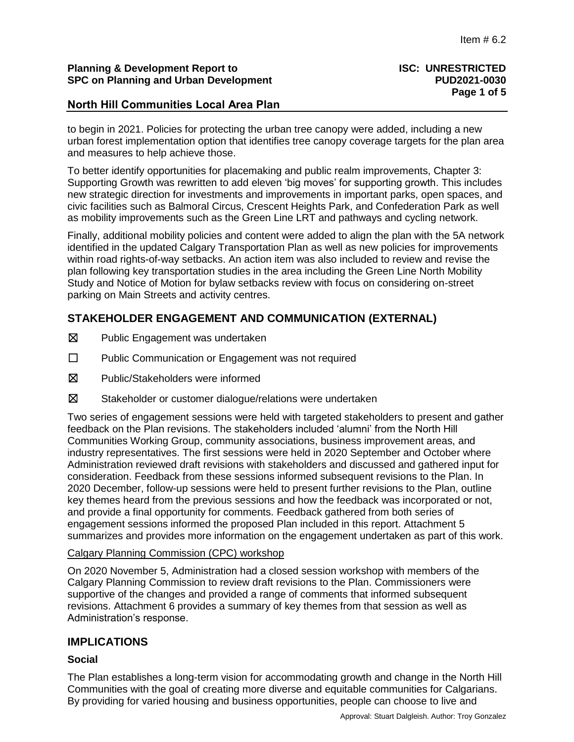to begin in 2021. Policies for protecting the urban tree canopy were added, including a new urban forest implementation option that identifies tree canopy coverage targets for the plan area and measures to help achieve those.

To better identify opportunities for placemaking and public realm improvements, Chapter 3: Supporting Growth was rewritten to add eleven 'big moves' for supporting growth. This includes new strategic direction for investments and improvements in important parks, open spaces, and civic facilities such as Balmoral Circus, Crescent Heights Park, and Confederation Park as well as mobility improvements such as the Green Line LRT and pathways and cycling network.

Finally, additional mobility policies and content were added to align the plan with the 5A network identified in the updated Calgary Transportation Plan as well as new policies for improvements within road rights-of-way setbacks. An action item was also included to review and revise the plan following key transportation studies in the area including the Green Line North Mobility Study and Notice of Motion for bylaw setbacks review with focus on considering on-street parking on Main Streets and activity centres.

## STAKEHOLDER ENGAGEMENT AND COMMUNICATION (EXTERNAL)

- ☒ Public Engagement was undertaken
- ☐ Public Communication or Engagement was not required
- ☒ Public/Stakeholders were informed
- ☒ Stakeholder or customer dialogue/relations were undertaken

Two series of engagement sessions were held with targeted stakeholders to present and gather feedback on the Plan revisions. The stakeholders included 'alumni' from the North Hill Communities Working Group, community associations, business improvement areas, and industry representatives. The first sessions were held in 2020 September and October where Administration reviewed draft revisions with stakeholders and discussed and gathered input for consideration. Feedback from these sessions informed subsequent revisions to the Plan. In 2020 December, follow-up sessions were held to present further revisions to the Plan, outline key themes heard from the previous sessions and how the feedback was incorporated or not, and provide a final opportunity for comments. Feedback gathered from both series of engagement sessions informed the proposed Plan included in this report. Attachment 5 summarizes and provides more information on the engagement undertaken as part of this work.

Calgary Planning Commission (CPC) workshop

On 2020 November 5, Administration had a closed session workshop with members of the Calgary Planning Commission to review draft revisions to the Plan. Commissioners were supportive of the changes and provided a range of comments that informed subsequent revisions. Attachment 6 provides a summary of key themes from that session as well as Administration's response.

## IMPLICATIONS

### Social

The Plan establishes a long-term vision for accommodating growth and change in the North Hill Communities with the goal of creating more diverse and equitable communities for Calgarians. By providing for varied housing and business opportunities, people can choose to live and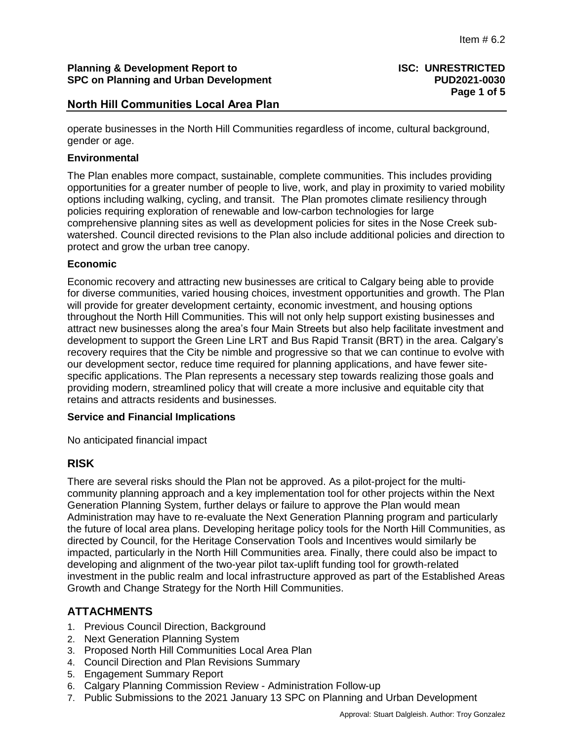operate businesses in the North Hill Communities regardless of income, cultural background, gender or age.

**Environmental**

The Plan enables more compact, sustainable, complete communities. This includes providing opportunities for a greater number of people to live, work, and play in proximity to varied mobility options including walking, cycling, and transit. The Plan promotes climate resiliency through policies requiring exploration of renewable and low-carbon technologies for large comprehensive planning sites as well as development policies for sites in the Nose Creek sub-watershed. Council directed revisions to the Plan also include additional policies and direction to protect and grow the urban tree canopy.

**Economic**

Economic recovery and attracting new businesses are critical to Calgary being able to provide for diverse communities, varied housing choices, investment opportunities and growth. The Plan will provide for greater development certainty, economic investment, and housing options throughout the North Hill Communities. This will not only help support existing businesses and attract new businesses along the area's four Main Streets but also help facilitate investment and development to support the Green Line LRT and Bus Rapid Transit (BRT) in the area. Calgary's recovery requires that the City be nimble and progressive so that we can continue to evolve with our development sector, reduce time required for planning applications, and have fewer site-specific applications. The Plan represents a necessary step towards realizing those goals and providing modern, streamlined policy that will create a more inclusive and equitable city that retains and attracts residents and businesses.

**Service and Financial Implications**

No anticipated financial impact

## RISK

There are several risks should the Plan not be approved. As a pilot-project for the multi-community planning approach and a key implementation tool for other projects within the Next Generation Planning System, further delays or failure to approve the Plan would mean Administration may have to re-evaluate the Next Generation Planning program and particularly the future of local area plans. Developing heritage policy tools for the North Hill Communities, as directed by Council, for the Heritage Conservation Tools and Incentives would similarly be impacted, particularly in the North Hill Communities area. Finally, there could also be impact to developing and alignment of the two-year pilot tax-uplift funding tool for growth-related investment in the public realm and local infrastructure approved as part of the Established Areas Growth and Change Strategy for the North Hill Communities.

## ATTACHMENTS

1. Previous Council Direction, Background
2. Next Generation Planning System
3. Proposed North Hill Communities Local Area Plan
4. Council Direction and Plan Revisions Summary
5. Engagement Summary Report
6. Calgary Planning Commission Review - Administration Follow-up
7. Public Submissions to the 2021 January 13 SPC on Planning and Urban Development

Approval: Stuart Dalgleish. Author: Troy Gonzalez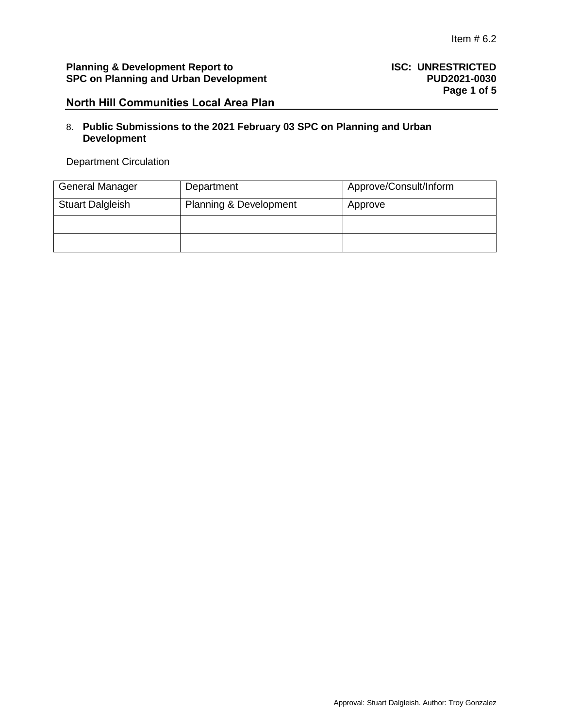## North Hill Communities Local Area Plan

8. **Public Submissions to the 2021 February 03 SPC on Planning and Urban Development**

Department Circulation

| General Manager | Department | Approve/Consult/Inform |
|---|---|---|
| Stuart Dalgleish | Planning & Development | Approve |
| | | |
| | | |